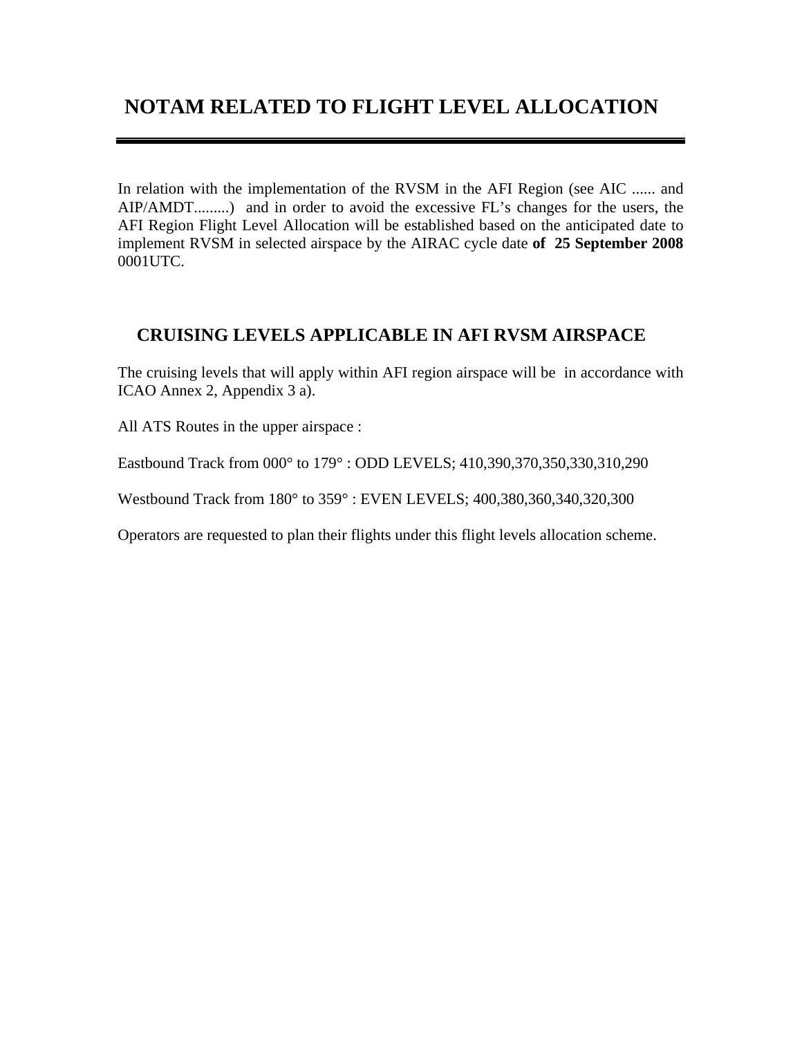# NOTAM RELATED TO FLIGHT LEVEL ALLOCATION

---

In relation with the implementation of the RVSM in the AFI Region (see AIC ...... and AIP/AMDT.........) and in order to avoid the excessive FL's changes for the users, the AFI Region Flight Level Allocation will be established based on the anticipated date to implement RVSM in selected airspace by the AIRAC cycle date **of 25 September 2008** 0001UTC.

## CRUISING LEVELS APPLICABLE IN AFI RVSM AIRSPACE

The cruising levels that will apply within AFI region airspace will be in accordance with ICAO Annex 2, Appendix 3 a).

All ATS Routes in the upper airspace :

Eastbound Track from 000° to 179° : ODD LEVELS; 410,390,370,350,330,310,290

Westbound Track from 180° to 359° : EVEN LEVELS; 400,380,360,340,320,300

Operators are requested to plan their flights under this flight levels allocation scheme.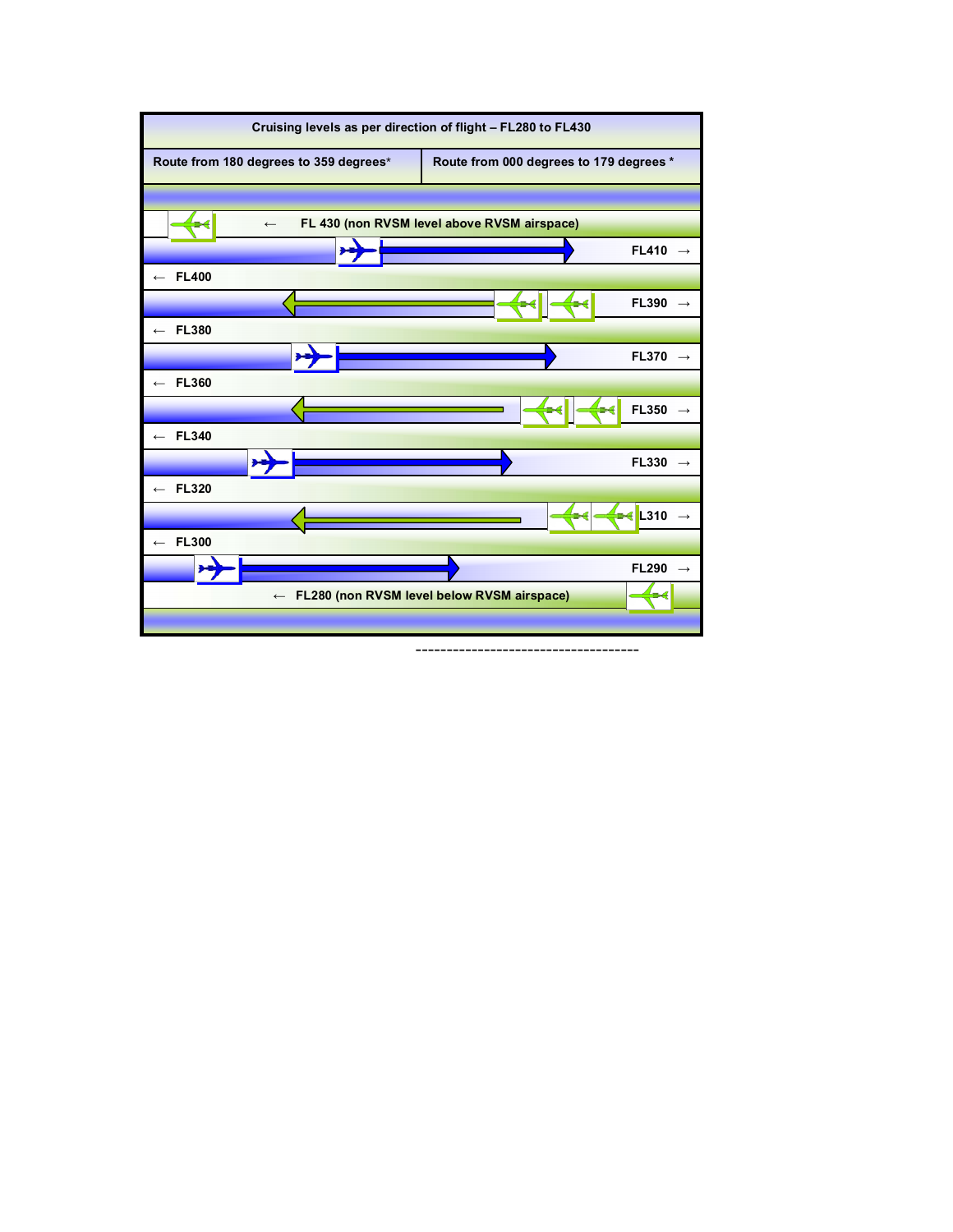**Cruising levels as per direction of flight – FL280 to FL430**

| Route from 180 degrees to 359 degrees* | Route from 000 degrees to 179 degrees * |
|---|---|
| ← FL 430 (non RVSM level above RVSM airspace) | |
| | FL410 → |
| ← FL400 | |
| | FL390 → |
| ← FL380 | |
| | FL370 → |
| ← FL360 | |
| | FL350 → |
| ← FL340 | |
| | FL330 → |
| ← FL320 | |
| | L310 → |
| ← FL300 | |
| | FL290 → |
| ← FL280 (non RVSM level below RVSM airspace) | |

-----------------------------------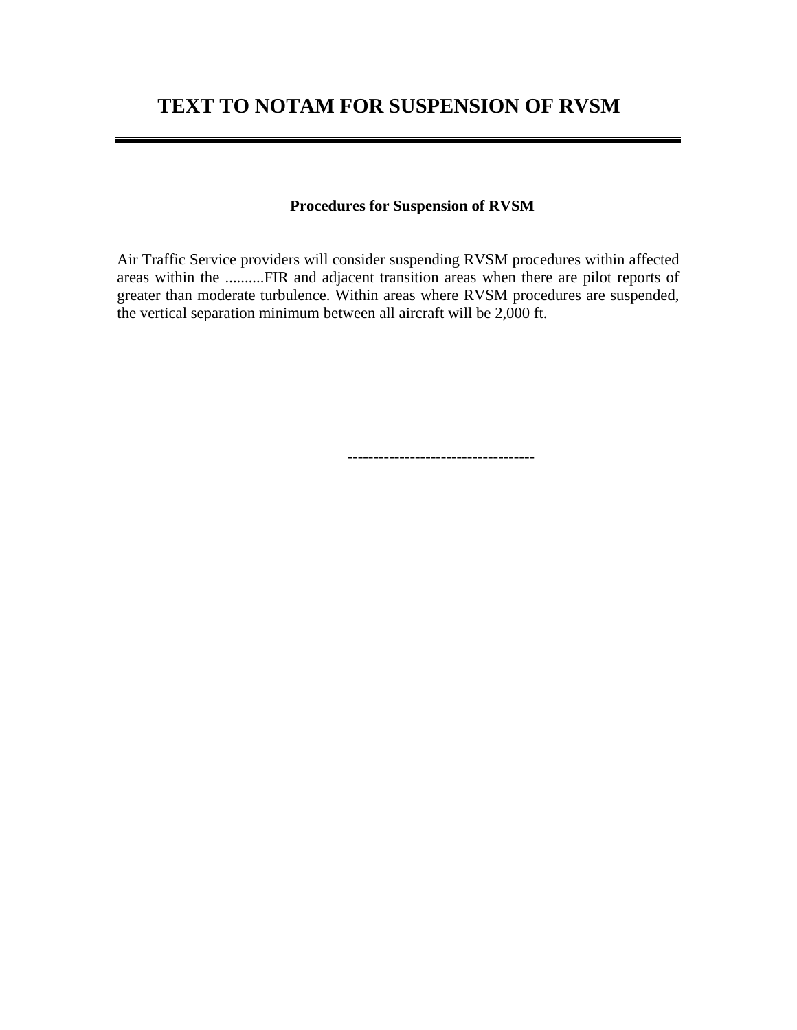# TEXT TO NOTAM FOR SUSPENSION OF RVSM

---

**Procedures for Suspension of RVSM**

Air Traffic Service providers will consider suspending RVSM procedures within affected areas within the ..........FIR and adjacent transition areas when there are pilot reports of greater than moderate turbulence. Within areas where RVSM procedures are suspended, the vertical separation minimum between all aircraft will be 2,000 ft.

-----------------------------------